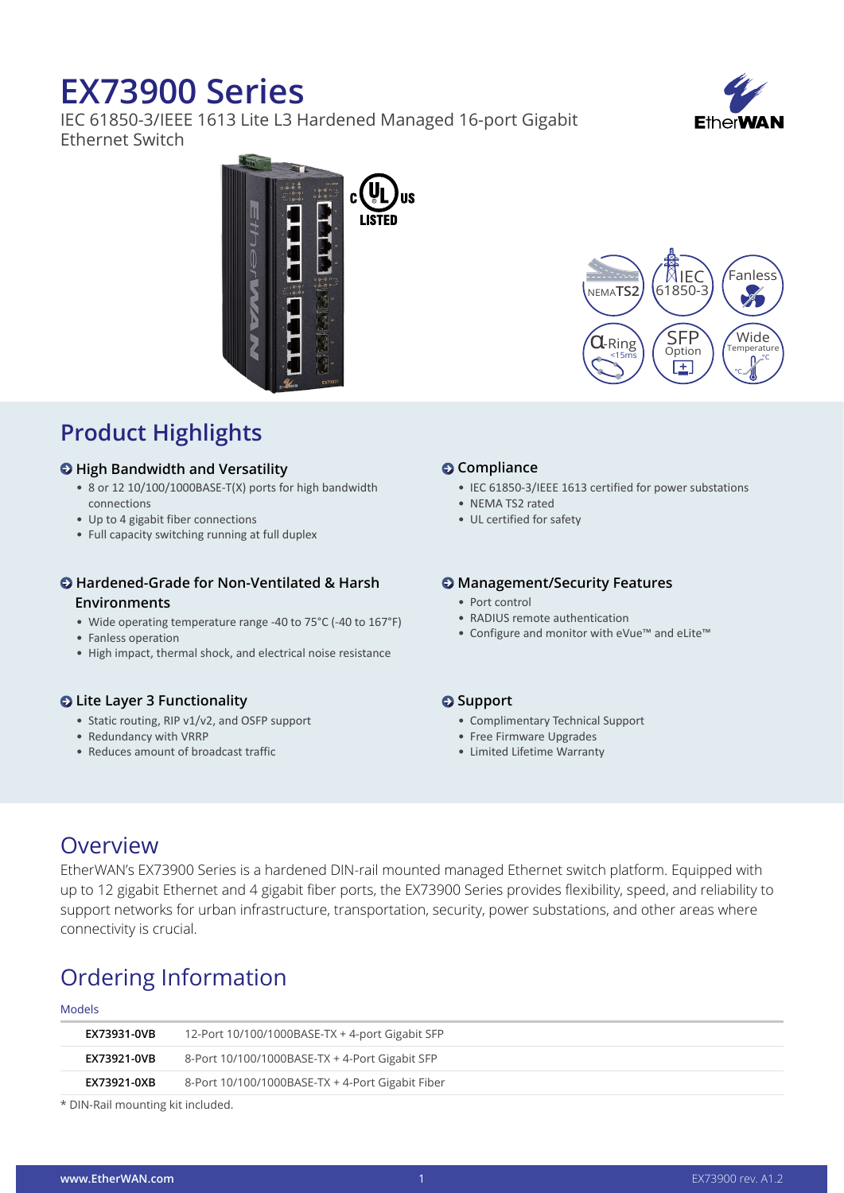# EX73900 Series

IEC 61850-3/IEEE 1613 Lite L3 Hardened Managed 16-port Gigabit Ethernet Switch

## Product Highlights

### High Bandwidth and Versatility

- 8 or 12 10/100/1000BASE-T(X) ports for high bandwidth connections
- Up to 4 gigabit fiber connections
- Full capacity switching running at full duplex

### Hardened-Grade for Non-Ventilated & Harsh Environments

- Wide operating temperature range -40 to 75°C (-40 to 167°F)
- Fanless operation
- High impact, thermal shock, and electrical noise resistance

### Lite Layer 3 Functionality

- Static routing, RIP v1/v2, and OSFP support
- Redundancy with VRRP
- Reduces amount of broadcast traffic

### Compliance

- IEC 61850-3/IEEE 1613 certified for power substations
- NEMA TS2 rated
- UL certified for safety

### Management/Security Features

- Port control
- RADIUS remote authentication
- Configure and monitor with eVue™ and eLite™

### Support

- Complimentary Technical Support
- Free Firmware Upgrades
- Limited Lifetime Warranty

## Overview

EtherWAN's EX73900 Series is a hardened DIN-rail mounted managed Ethernet switch platform. Equipped with up to 12 gigabit Ethernet and 4 gigabit fiber ports, the EX73900 Series provides flexibility, speed, and reliability to support networks for urban infrastructure, transportation, security, power substations, and other areas where connectivity is crucial.

## Ordering Information

Models

| Model | Description |
|---|---|
| EX73931-0VB | 12-Port 10/100/1000BASE-TX + 4-port Gigabit SFP |
| EX73921-0VB | 8-Port 10/100/1000BASE-TX + 4-Port Gigabit SFP |
| EX73921-0XB | 8-Port 10/100/1000BASE-TX + 4-Port Gigabit Fiber |

* DIN-Rail mounting kit included.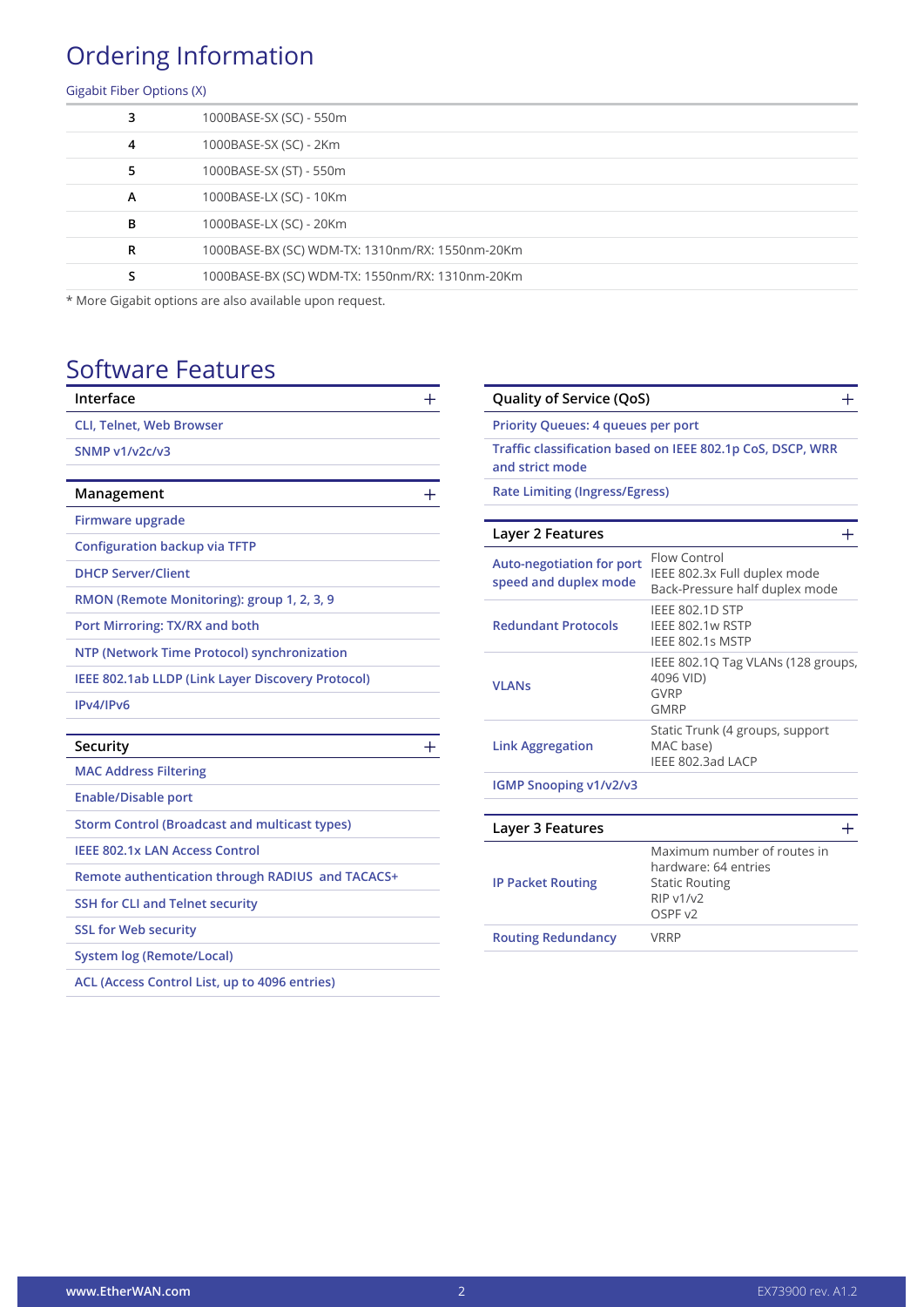## Ordering Information

Gigabit Fiber Options (X)

| | |
|---|---|
| 3 | 1000BASE-SX (SC) - 550m |
| 4 | 1000BASE-SX (SC) - 2Km |
| 5 | 1000BASE-SX (ST) - 550m |
| A | 1000BASE-LX (SC) - 10Km |
| B | 1000BASE-LX (SC) - 20Km |
| R | 1000BASE-BX (SC) WDM-TX: 1310nm/RX: 1550nm-20Km |
| S | 1000BASE-BX (SC) WDM-TX: 1550nm/RX: 1310nm-20Km |

* More Gigabit options are also available upon request.

## Software Features

### Interface

- CLI, Telnet, Web Browser
- SNMP v1/v2c/v3

### Management

- Firmware upgrade
- Configuration backup via TFTP
- DHCP Server/Client
- RMON (Remote Monitoring): group 1, 2, 3, 9
- Port Mirroring: TX/RX and both
- NTP (Network Time Protocol) synchronization
- IEEE 802.1ab LLDP (Link Layer Discovery Protocol)
- IPv4/IPv6

### Security

- MAC Address Filtering
- Enable/Disable port
- Storm Control (Broadcast and multicast types)
- IEEE 802.1x LAN Access Control
- Remote authentication through RADIUS and TACACS+
- SSH for CLI and Telnet security
- SSL for Web security
- System log (Remote/Local)
- ACL (Access Control List, up to 4096 entries)

### Quality of Service (QoS)

- Priority Queues: 4 queues per port
- Traffic classification based on IEEE 802.1p CoS, DSCP, WRR and strict mode
- Rate Limiting (Ingress/Egress)

### Layer 2 Features

| | |
|---|---|
| Auto-negotiation for port speed and duplex mode | Flow Control<br>IEEE 802.3x Full duplex mode<br>Back-Pressure half duplex mode |
| Redundant Protocols | IEEE 802.1D STP<br>IEEE 802.1w RSTP<br>IEEE 802.1s MSTP |
| VLANs | IEEE 802.1Q Tag VLANs (128 groups, 4096 VID)<br>GVRP<br>GMRP |
| Link Aggregation | Static Trunk (4 groups, support MAC base)<br>IEEE 802.3ad LACP |
| IGMP Snooping v1/v2/v3 | |

### Layer 3 Features

| | |
|---|---|
| IP Packet Routing | Maximum number of routes in hardware: 64 entries<br>Static Routing<br>RIP v1/v2<br>OSPF v2 |
| Routing Redundancy | VRRP |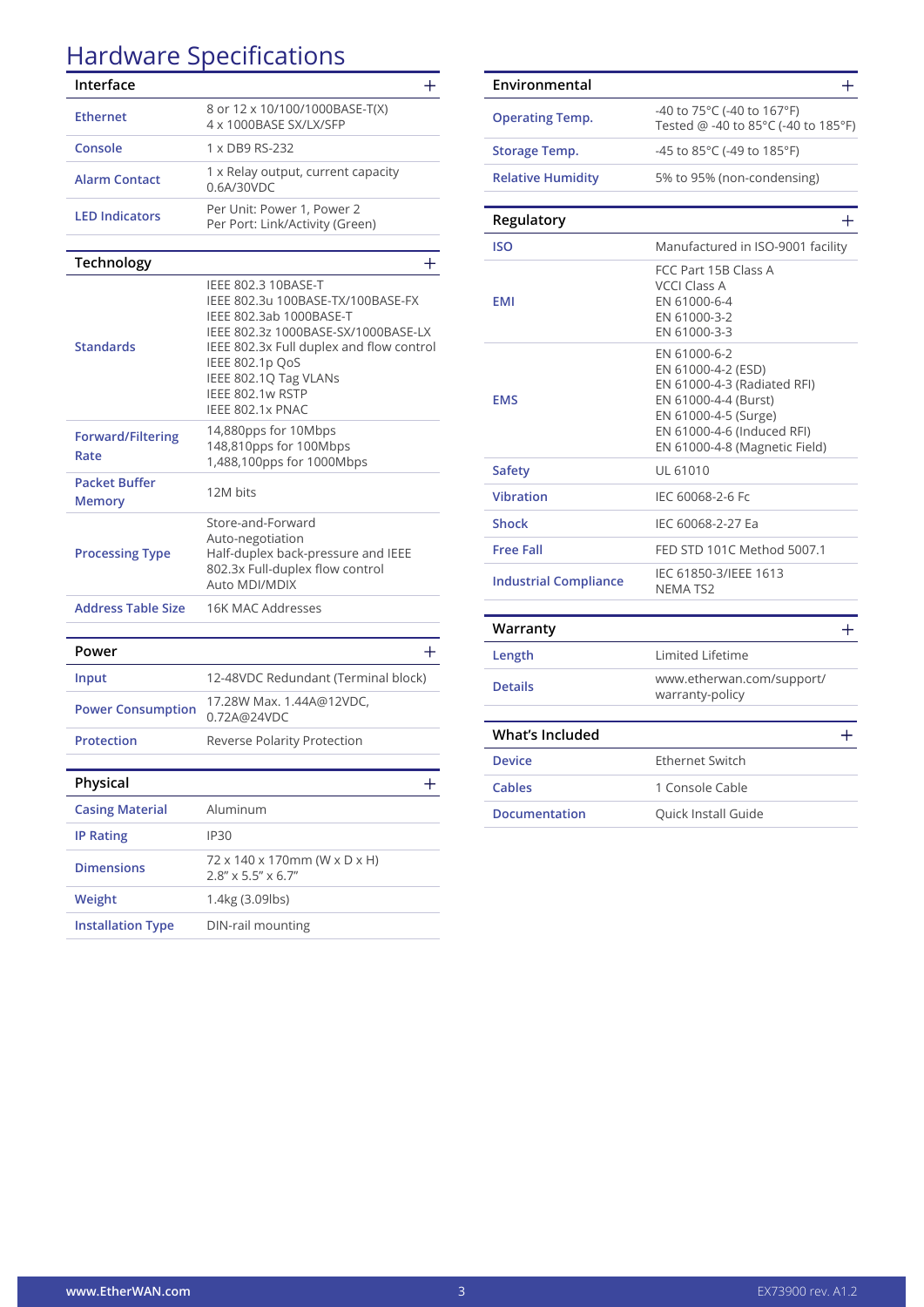# Hardware Specifications

| Interface | |
|---|---|
| Ethernet | 8 or 12 x 10/100/1000BASE-T(X)<br>4 x 1000BASE SX/LX/SFP |
| Console | 1 x DB9 RS-232 |
| Alarm Contact | 1 x Relay output, current capacity 0.6A/30VDC |
| LED Indicators | Per Unit: Power 1, Power 2<br>Per Port: Link/Activity (Green) |

| Technology | |
|---|---|
| Standards | IEEE 802.3 10BASE-T<br>IEEE 802.3u 100BASE-TX/100BASE-FX<br>IEEE 802.3ab 1000BASE-T<br>IEEE 802.3z 1000BASE-SX/1000BASE-LX<br>IEEE 802.3x Full duplex and flow control<br>IEEE 802.1p QoS<br>IEEE 802.1Q Tag VLANs<br>IEEE 802.1w RSTP<br>IEEE 802.1x PNAC |
| Forward/Filtering Rate | 14,880pps for 10Mbps<br>148,810pps for 100Mbps<br>1,488,100pps for 1000Mbps |
| Packet Buffer Memory | 12M bits |
| Processing Type | Store-and-Forward<br>Auto-negotiation<br>Half-duplex back-pressure and IEEE 802.3x Full-duplex flow control<br>Auto MDI/MDIX |
| Address Table Size | 16K MAC Addresses |

| Power | |
|---|---|
| Input | 12-48VDC Redundant (Terminal block) |
| Power Consumption | 17.28W Max. 1.44A@12VDC, 0.72A@24VDC |
| Protection | Reverse Polarity Protection |

| Physical | |
|---|---|
| Casing Material | Aluminum |
| IP Rating | IP30 |
| Dimensions | 72 x 140 x 170mm (W x D x H)<br>2.8" x 5.5" x 6.7" |
| Weight | 1.4kg (3.09lbs) |
| Installation Type | DIN-rail mounting |

| Environmental | |
|---|---|
| Operating Temp. | -40 to 75°C (-40 to 167°F)<br>Tested @ -40 to 85°C (-40 to 185°F) |
| Storage Temp. | -45 to 85°C (-49 to 185°F) |
| Relative Humidity | 5% to 95% (non-condensing) |

| Regulatory | |
|---|---|
| ISO | Manufactured in ISO-9001 facility |
| EMI | FCC Part 15B Class A<br>VCCI Class A<br>EN 61000-6-4<br>EN 61000-3-2<br>EN 61000-3-3 |
| EMS | EN 61000-6-2<br>EN 61000-4-2 (ESD)<br>EN 61000-4-3 (Radiated RFI)<br>EN 61000-4-4 (Burst)<br>EN 61000-4-5 (Surge)<br>EN 61000-4-6 (Induced RFI)<br>EN 61000-4-8 (Magnetic Field) |
| Safety | UL 61010 |
| Vibration | IEC 60068-2-6 Fc |
| Shock | IEC 60068-2-27 Ea |
| Free Fall | FED STD 101C Method 5007.1 |
| Industrial Compliance | IEC 61850-3/IEEE 1613<br>NEMA TS2 |

| Warranty | |
|---|---|
| Length | Limited Lifetime |
| Details | www.etherwan.com/support/warranty-policy |

| What's Included | |
|---|---|
| Device | Ethernet Switch |
| Cables | 1 Console Cable |
| Documentation | Quick Install Guide |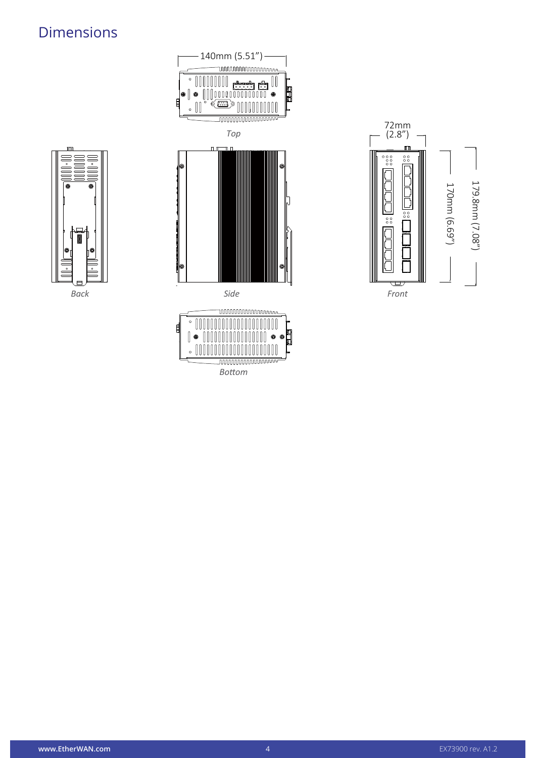# Dimensions

140mm (5.51")

*Top*

72mm (2.8")

170mm (6.69")

179.8mm (7.08")

*Back*

*Side*

*Front*

*Bottom*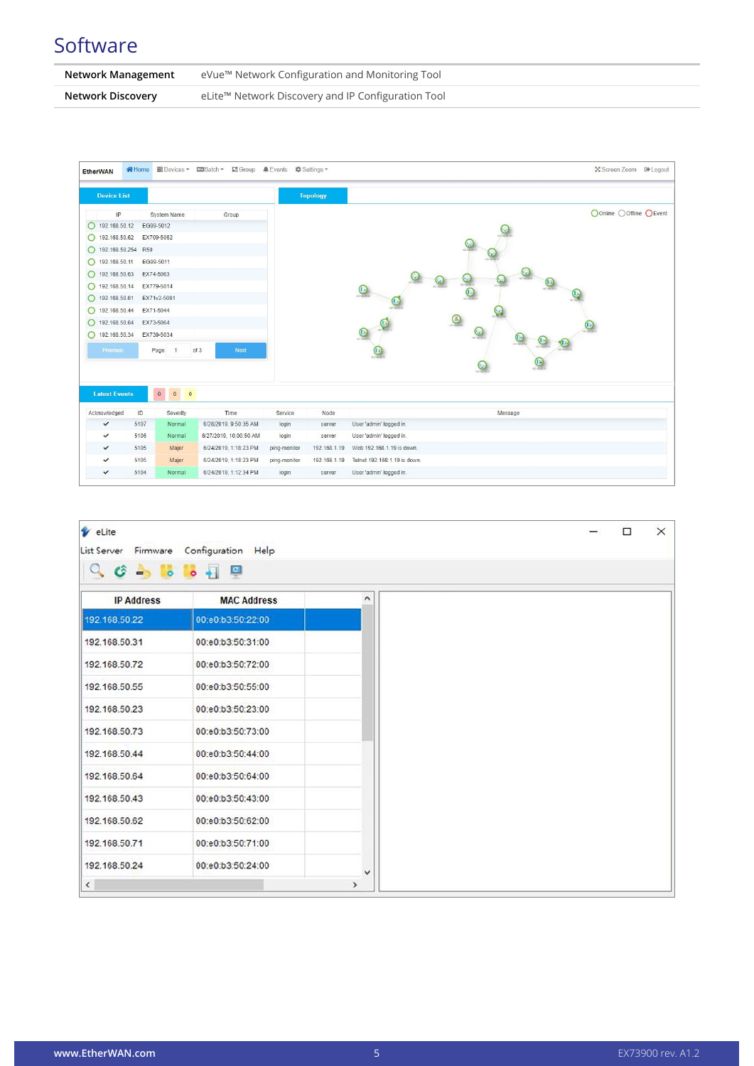# Software

| | |
|---|---|
| **Network Management** | eVue™ Network Configuration and Monitoring Tool |
| **Network Discovery** | eLite™ Network Discovery and IP Configuration Tool |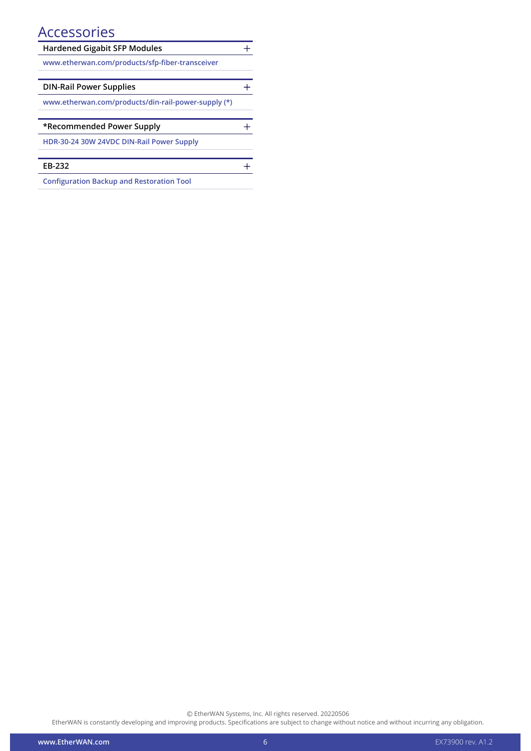# Accessories

**Hardened Gigabit SFP Modules**

www.etherwan.com/products/sfp-fiber-transceiver

**DIN-Rail Power Supplies**

www.etherwan.com/products/din-rail-power-supply (*)

***Recommended Power Supply**

HDR-30-24 30W 24VDC DIN-Rail Power Supply

**EB-232**

Configuration Backup and Restoration Tool

© EtherWAN Systems, Inc. All rights reserved. 20220506

EtherWAN is constantly developing and improving products. Specifications are subject to change without notice and without incurring any obligation.